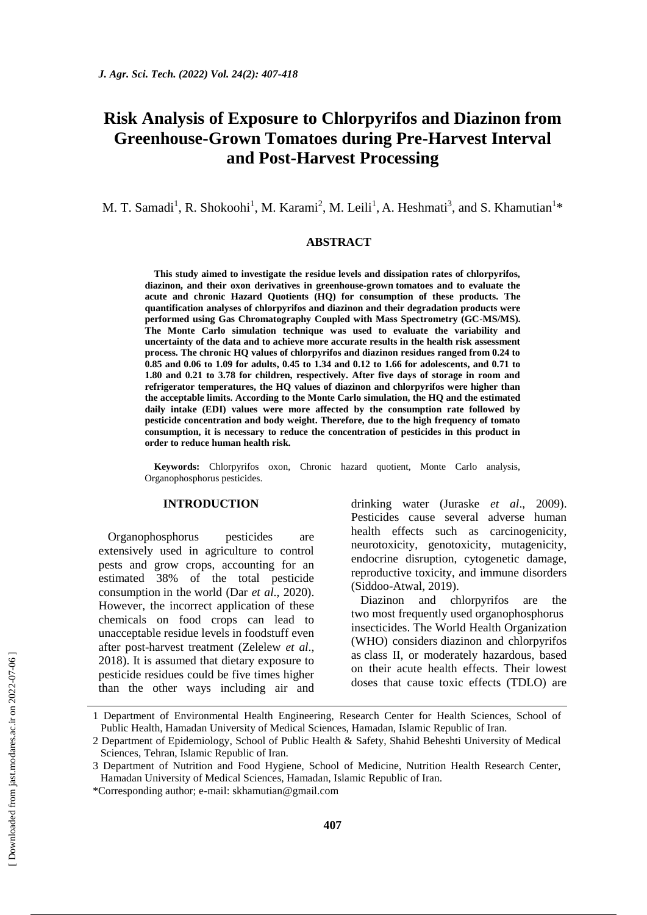# Risk Analysis of Exposure to Chlorpyrifos and Diazinon from Greenhouse-Grown Tomatoes during Pre-Harvest Interval and Post-Harvest Processing

M. T. Samadi[1], R. Shokoohi[1], M. Karami[2], M. Leili[1], A. Heshmati[3], and S. Khamutian[1]*

## ABSTRACT

**This study aimed to investigate the residue levels and dissipation rates of chlorpyrifos, diazinon, and their oxon derivatives in greenhouse-grown tomatoes and to evaluate the acute and chronic Hazard Quotients (HQ) for consumption of these products. The quantification analyses of chlorpyrifos and diazinon and their degradation products were performed using Gas Chromatography Coupled with Mass Spectrometry (GC-MS/MS). The Monte Carlo simulation technique was used to evaluate the variability and uncertainty of the data and to achieve more accurate results in the health risk assessment process. The chronic HQ values of chlorpyrifos and diazinon residues ranged from 0.24 to 0.85 and 0.06 to 1.09 for adults, 0.45 to 1.34 and 0.12 to 1.66 for adolescents, and 0.71 to 1.80 and 0.21 to 3.78 for children, respectively. After five days of storage in room and refrigerator temperatures, the HQ values of diazinon and chlorpyrifos were higher than the acceptable limits. According to the Monte Carlo simulation, the HQ and the estimated daily intake (EDI) values were more affected by the consumption rate followed by pesticide concentration and body weight. Therefore, due to the high frequency of tomato consumption, it is necessary to reduce the concentration of pesticides in this product in order to reduce human health risk.**

**Keywords:** Chlorpyrifos oxon, Chronic hazard quotient, Monte Carlo analysis, Organophosphorus pesticides.

## INTRODUCTION

Organophosphorus pesticides are extensively used in agriculture to control pests and grow crops, accounting for an estimated 38% of the total pesticide consumption in the world (Dar *et al*., 2020). However, the incorrect application of these chemicals on food crops can lead to unacceptable residue levels in foodstuff even after post-harvest treatment (Zelelew *et al*., 2018). It is assumed that dietary exposure to pesticide residues could be five times higher than the other ways including air and drinking water (Juraske *et al*., 2009). Pesticides cause several adverse human health effects such as carcinogenicity, neurotoxicity, genotoxicity, mutagenicity, endocrine disruption, cytogenetic damage, reproductive toxicity, and immune disorders (Siddoo-Atwal, 2019).

Diazinon and chlorpyrifos are the two most frequently used organophosphorus insecticides. The World Health Organization (WHO) considers diazinon and chlorpyrifos as class II, or moderately hazardous, based on their acute health effects. Their lowest doses that cause toxic effects (TDLO) are

---

1 Department of Environmental Health Engineering, Research Center for Health Sciences, School of Public Health, Hamadan University of Medical Sciences, Hamadan, Islamic Republic of Iran.

2 Department of Epidemiology, School of Public Health & Safety, Shahid Beheshti University of Medical Sciences, Tehran, Islamic Republic of Iran.

3 Department of Nutrition and Food Hygiene, School of Medicine, Nutrition Health Research Center, Hamadan University of Medical Sciences, Hamadan, Islamic Republic of Iran.

*Corresponding author; e-mail: skhamutian@gmail.com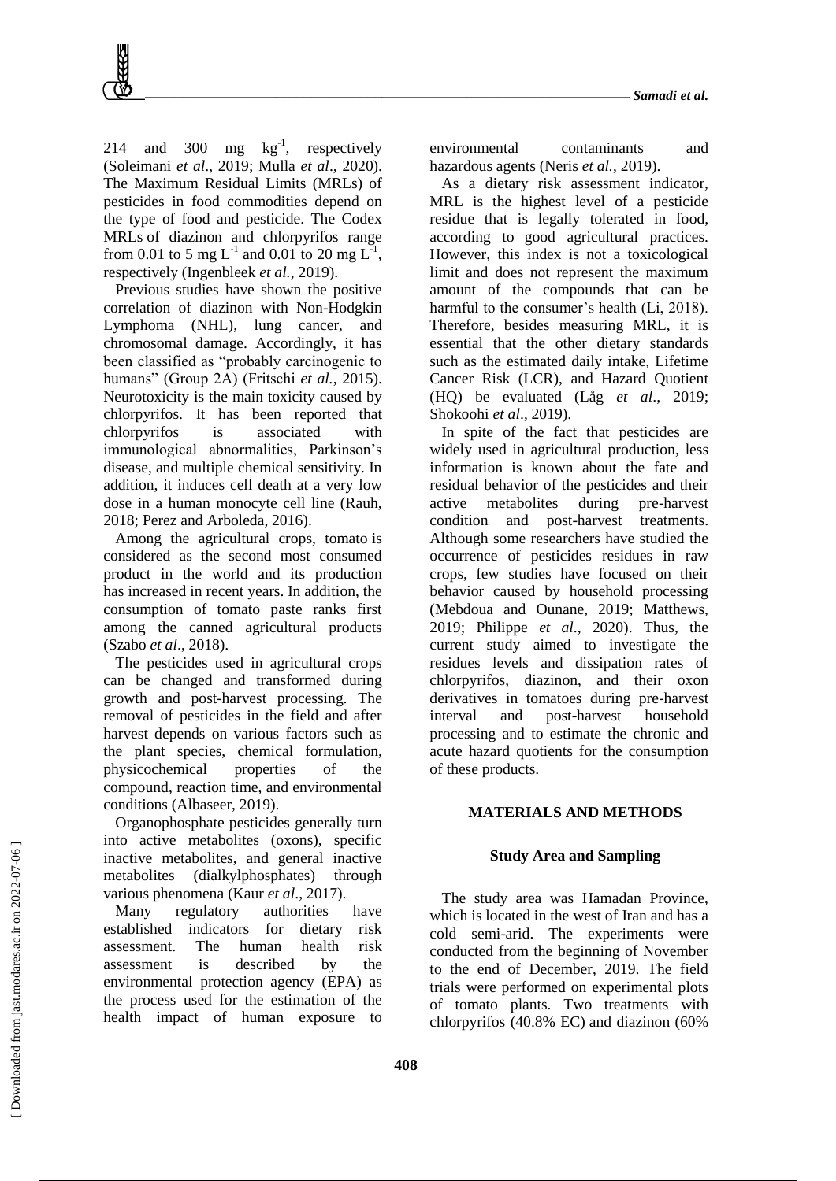214 and 300 mg $kg^{-1}$, respectively (Soleimani *et al*., 2019; Mulla *et al*., 2020). The Maximum Residual Limits (MRLs) of pesticides in food commodities depend on the type of food and pesticide. The Codex MRLs of diazinon and chlorpyrifos range from 0.01 to 5 mg $L^{-1}$ and 0.01 to 20 mg $L^{-1}$, respectively (Ingenbleek *et al.*, 2019).

Previous studies have shown the positive correlation of diazinon with Non-Hodgkin Lymphoma (NHL), lung cancer, and chromosomal damage. Accordingly, it has been classified as "probably carcinogenic to humans" (Group 2A) (Fritschi *et al.*, 2015). Neurotoxicity is the main toxicity caused by chlorpyrifos. It has been reported that chlorpyrifos is associated with immunological abnormalities, Parkinson's disease, and multiple chemical sensitivity. In addition, it induces cell death at a very low dose in a human monocyte cell line (Rauh, 2018; Perez and Arboleda, 2016).

Among the agricultural crops, tomato is considered as the second most consumed product in the world and its production has increased in recent years. In addition, the consumption of tomato paste ranks first among the canned agricultural products (Szabo *et al*., 2018).

The pesticides used in agricultural crops can be changed and transformed during growth and post-harvest processing. The removal of pesticides in the field and after harvest depends on various factors such as the plant species, chemical formulation, physicochemical properties of the compound, reaction time, and environmental conditions (Albaseer, 2019).

Organophosphate pesticides generally turn into active metabolites (oxons), specific inactive metabolites, and general inactive metabolites (dialkylphosphates) through various phenomena (Kaur *et al*., 2017).

Many regulatory authorities have established indicators for dietary risk assessment. The human health risk assessment is described by the environmental protection agency (EPA) as the process used for the estimation of the health impact of human exposure to environmental contaminants and hazardous agents (Neris *et al.*, 2019).

As a dietary risk assessment indicator, MRL is the highest level of a pesticide residue that is legally tolerated in food, according to good agricultural practices. However, this index is not a toxicological limit and does not represent the maximum amount of the compounds that can be harmful to the consumer's health (Li, 2018). Therefore, besides measuring MRL, it is essential that the other dietary standards such as the estimated daily intake, Lifetime Cancer Risk (LCR), and Hazard Quotient (HQ) be evaluated (Låg *et al*., 2019; Shokoohi *et al*., 2019).

In spite of the fact that pesticides are widely used in agricultural production, less information is known about the fate and residual behavior of the pesticides and their active metabolites during pre-harvest condition and post-harvest treatments. Although some researchers have studied the occurrence of pesticides residues in raw crops, few studies have focused on their behavior caused by household processing (Mebdoua and Ounane, 2019; Matthews, 2019; Philippe *et al*., 2020). Thus, the current study aimed to investigate the residues levels and dissipation rates of chlorpyrifos, diazinon, and their oxon derivatives in tomatoes during pre-harvest interval and post-harvest household processing and to estimate the chronic and acute hazard quotients for the consumption of these products.

## MATERIALS AND METHODS

### Study Area and Sampling

The study area was Hamadan Province, which is located in the west of Iran and has a cold semi-arid. The experiments were conducted from the beginning of November to the end of December, 2019. The field trials were performed on experimental plots of tomato plants. Two treatments with chlorpyrifos (40.8% EC) and diazinon (60%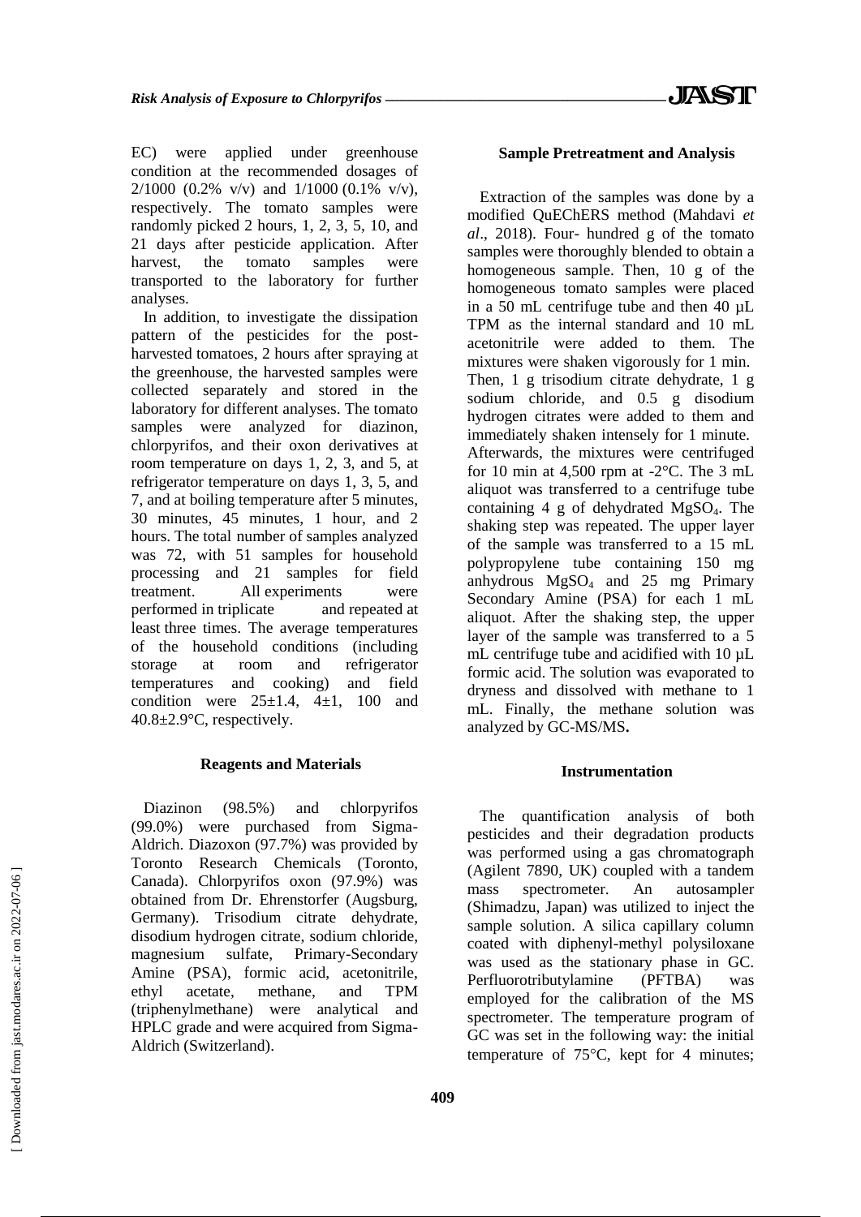EC) were applied under greenhouse condition at the recommended dosages of 2/1000 (0.2% v/v) and 1/1000 (0.1% v/v), respectively. The tomato samples were randomly picked 2 hours, 1, 2, 3, 5, 10, and 21 days after pesticide application. After harvest, the tomato samples were transported to the laboratory for further analyses.

In addition, to investigate the dissipation pattern of the pesticides for the post-harvested tomatoes, 2 hours after spraying at the greenhouse, the harvested samples were collected separately and stored in the laboratory for different analyses. The tomato samples were analyzed for diazinon, chlorpyrifos, and their oxon derivatives at room temperature on days 1, 2, 3, and 5, at refrigerator temperature on days 1, 3, 5, and 7, and at boiling temperature after 5 minutes, 30 minutes, 45 minutes, 1 hour, and 2 hours. The total number of samples analyzed was 72, with 51 samples for household processing and 21 samples for field treatment. All experiments were performed in triplicate and repeated at least three times. The average temperatures of the household conditions (including storage at room and refrigerator temperatures and cooking) and field condition were 25±1.4, 4±1, 100 and 40.8±2.9°C, respectively.

### Reagents and Materials

Diazinon (98.5%) and chlorpyrifos (99.0%) were purchased from Sigma-Aldrich. Diazoxon (97.7%) was provided by Toronto Research Chemicals (Toronto, Canada). Chlorpyrifos oxon (97.9%) was obtained from Dr. Ehrenstorfer (Augsburg, Germany). Trisodium citrate dehydrate, disodium hydrogen citrate, sodium chloride, magnesium sulfate, Primary-Secondary Amine (PSA), formic acid, acetonitrile, ethyl acetate, methane, and TPM (triphenylmethane) were analytical and HPLC grade and were acquired from Sigma-Aldrich (Switzerland).

### Sample Pretreatment and Analysis

Extraction of the samples was done by a modified QuEChERS method (Mahdavi *et al*., 2018). Four- hundred g of the tomato samples were thoroughly blended to obtain a homogeneous sample. Then, 10 g of the homogeneous tomato samples were placed in a 50 mL centrifuge tube and then 40 µL TPM as the internal standard and 10 mL acetonitrile were added to them. The mixtures were shaken vigorously for 1 min. Then, 1 g trisodium citrate dehydrate, 1 g sodium chloride, and 0.5 g disodium hydrogen citrates were added to them and immediately shaken intensely for 1 minute. Afterwards, the mixtures were centrifuged for 10 min at 4,500 rpm at -2°C. The 3 mL aliquot was transferred to a centrifuge tube containing 4 g of dehydrated $MgSO_4$. The shaking step was repeated. The upper layer of the sample was transferred to a 15 mL polypropylene tube containing 150 mg anhydrous $MgSO_4$ and 25 mg Primary Secondary Amine (PSA) for each 1 mL aliquot. After the shaking step, the upper layer of the sample was transferred to a 5 mL centrifuge tube and acidified with 10 µL formic acid. The solution was evaporated to dryness and dissolved with methane to 1 mL. Finally, the methane solution was analyzed by GC-MS/MS**.**

### Instrumentation

The quantification analysis of both pesticides and their degradation products was performed using a gas chromatograph (Agilent 7890, UK) coupled with a tandem mass spectrometer. An autosampler (Shimadzu, Japan) was utilized to inject the sample solution. A silica capillary column coated with diphenyl-methyl polysiloxane was used as the stationary phase in GC. Perfluorotributylamine (PFTBA) was employed for the calibration of the MS spectrometer. The temperature program of GC was set in the following way: the initial temperature of 75°C, kept for 4 minutes;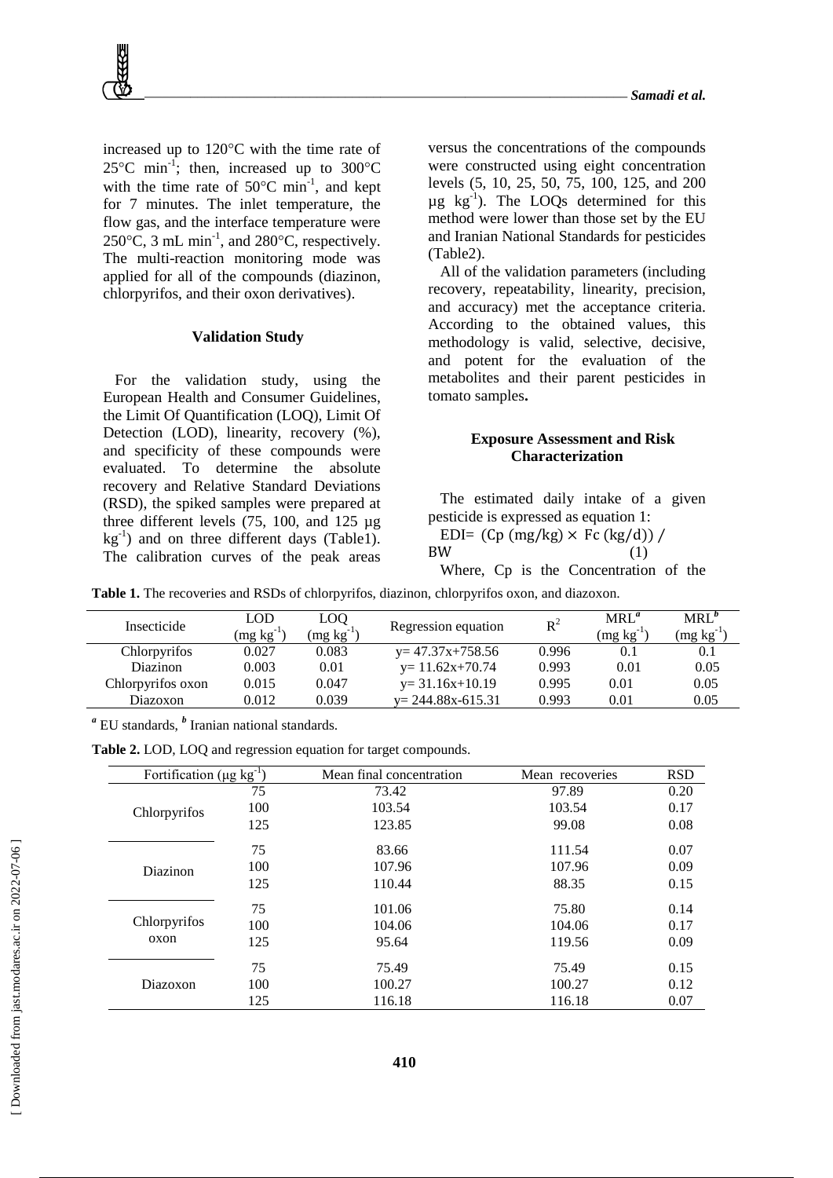increased up to 120°C with the time rate of 25°C $min^{-1}$; then, increased up to 300°C with the time rate of 50°C $min^{-1}$, and kept for 7 minutes. The inlet temperature, the flow gas, and the interface temperature were 250°C, 3 mL $min^{-1}$, and 280°C, respectively. The multi-reaction monitoring mode was applied for all of the compounds (diazinon, chlorpyrifos, and their oxon derivatives).

### Validation Study

For the validation study, using the European Health and Consumer Guidelines, the Limit Of Quantification (LOQ), Limit Of Detection (LOD), linearity, recovery (%), and specificity of these compounds were evaluated. To determine the absolute recovery and Relative Standard Deviations (RSD), the spiked samples were prepared at three different levels (75, 100, and 125 µg $kg^{-1}$) and on three different days (Table1). The calibration curves of the peak areas versus the concentrations of the compounds were constructed using eight concentration levels (5, 10, 25, 50, 75, 100, 125, and 200 µg $kg^{-1}$). The LOQs determined for this method were lower than those set by the EU and Iranian National Standards for pesticides (Table2).

All of the validation parameters (including recovery, repeatability, linearity, precision, and accuracy) met the acceptance criteria. According to the obtained values, this methodology is valid, selective, decisive, and potent for the evaluation of the metabolites and their parent pesticides in tomato samples**.**

### Exposure Assessment and Risk Characterization

The estimated daily intake of a given pesticide is expressed as equation 1:

$$\text{EDI} = (\text{Cp (mg/kg)} \times \text{Fc (kg/d)}) / \text{BW} \quad (1)$$

Where, Cp is the Concentration of the

**Table 1.** The recoveries and RSDs of chlorpyrifos, diazinon, chlorpyrifos oxon, and diazoxon.

| Insecticide | LOD (mg $kg^{-1}$) | LOQ (mg $kg^{-1}$) | Regression equation | $R^2$ | MRL[a] (mg $kg^{-1}$) | MRL[b] (mg $kg^{-1}$) |
|---|---|---|---|---|---|---|
| Chlorpyrifos | 0.027 | 0.083 | y= 47.37x+758.56 | 0.996 | 0.1 | 0.1 |
| Diazinon | 0.003 | 0.01 | y= 11.62x+70.74 | 0.993 | 0.01 | 0.05 |
| Chlorpyrifos oxon | 0.015 | 0.047 | y= 31.16x+10.19 | 0.995 | 0.01 | 0.05 |
| Diazoxon | 0.012 | 0.039 | y= 244.88x-615.31 | 0.993 | 0.01 | 0.05 |

[a] EU standards, [b] Iranian national standards.

**Table 2.** LOD, LOQ and regression equation for target compounds.

| Fortification (µg $kg^{-1}$) | | Mean final concentration | Mean recoveries | RSD |
|---|---|---|---|---|
| Chlorpyrifos | 75 | 73.42 | 97.89 | 0.20 |
| | 100 | 103.54 | 103.54 | 0.17 |
| | 125 | 123.85 | 99.08 | 0.08 |
| Diazinon | 75 | 83.66 | 111.54 | 0.07 |
| | 100 | 107.96 | 107.96 | 0.09 |
| | 125 | 110.44 | 88.35 | 0.15 |
| Chlorpyrifos oxon | 75 | 101.06 | 75.80 | 0.14 |
| | 100 | 104.06 | 104.06 | 0.17 |
| | 125 | 95.64 | 119.56 | 0.09 |
| Diazoxon | 75 | 75.49 | 75.49 | 0.15 |
| | 100 | 100.27 | 100.27 | 0.12 |
| | 125 | 116.18 | 116.18 | 0.07 |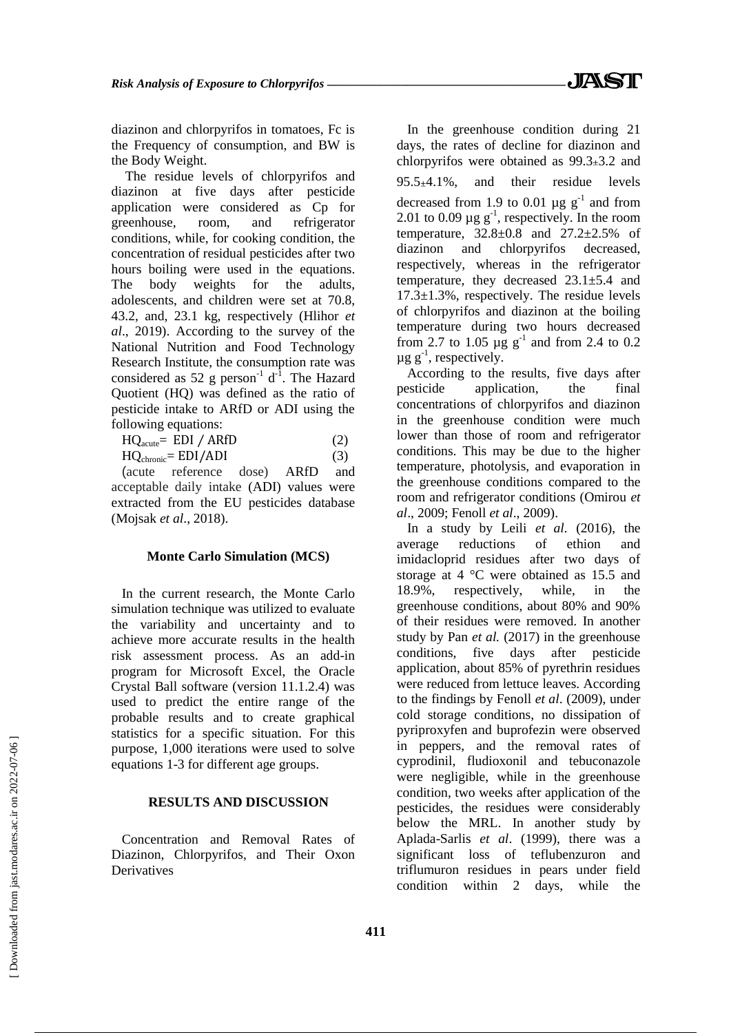diazinon and chlorpyrifos in tomatoes, Fc is the Frequency of consumption, and BW is the Body Weight.

The residue levels of chlorpyrifos and diazinon at five days after pesticide application were considered as Cp for greenhouse, room, and refrigerator conditions, while, for cooking condition, the concentration of residual pesticides after two hours boiling were used in the equations. The body weights for the adults, adolescents, and children were set at 70.8, 43.2, and, 23.1 kg, respectively (Hlihor *et al*., 2019). According to the survey of the National Nutrition and Food Technology Research Institute, the consumption rate was considered as 52 g $person^{-1}$ $d^{-1}$. The Hazard Quotient (HQ) was defined as the ratio of pesticide intake to ARfD or ADI using the following equations:

$$HQ_{acute} = EDI / ARfD \quad (2)$$

$$HQ_{chronic} = EDI / ADI \quad (3)$$

(acute reference dose) ARfD and acceptable daily intake (ADI) values were extracted from the EU pesticides database (Mojsak *et al*., 2018).

### Monte Carlo Simulation (MCS)

In the current research, the Monte Carlo simulation technique was utilized to evaluate the variability and uncertainty and to achieve more accurate results in the health risk assessment process. As an add-in program for Microsoft Excel, the Oracle Crystal Ball software (version 11.1.2.4) was used to predict the entire range of the probable results and to create graphical statistics for a specific situation. For this purpose, 1,000 iterations were used to solve equations 1-3 for different age groups.

## RESULTS AND DISCUSSION

Concentration and Removal Rates of Diazinon, Chlorpyrifos, and Their Oxon Derivatives

In the greenhouse condition during 21 days, the rates of decline for diazinon and chlorpyrifos were obtained as 99.3±3.2 and 95.5±4.1%, and their residue levels decreased from 1.9 to 0.01 µg $g^{-1}$ and from 2.01 to 0.09 µg $g^{-1}$, respectively. In the room temperature, 32.8±0.8 and 27.2±2.5% of diazinon and chlorpyrifos decreased, respectively, whereas in the refrigerator temperature, they decreased 23.1±5.4 and 17.3±1.3%, respectively. The residue levels of chlorpyrifos and diazinon at the boiling temperature during two hours decreased from 2.7 to 1.05 µg $g^{-1}$ and from 2.4 to 0.2 µg $g^{-1}$, respectively.

According to the results, five days after pesticide application, the final concentrations of chlorpyrifos and diazinon in the greenhouse condition were much lower than those of room and refrigerator conditions. This may be due to the higher temperature, photolysis, and evaporation in the greenhouse conditions compared to the room and refrigerator conditions (Omirou *et al*., 2009; Fenoll *et al*., 2009).

In a study by Leili *et al.* (2016), the average reductions of ethion and imidacloprid residues after two days of storage at 4 °C were obtained as 15.5 and 18.9%, respectively, while, in the greenhouse conditions, about 80% and 90% of their residues were removed. In another study by Pan *et al.* (2017) in the greenhouse conditions, five days after pesticide application, about 85% of pyrethrin residues were reduced from lettuce leaves. According to the findings by Fenoll *et al*. (2009), under cold storage conditions, no dissipation of pyriproxyfen and buprofezin were observed in peppers, and the removal rates of cyprodinil, fludioxonil and tebuconazole were negligible, while in the greenhouse condition, two weeks after application of the pesticides, the residues were considerably below the MRL. In another study by Aplada-Sarlis *et al*. (1999), there was a significant loss of teflubenzuron and triflumuron residues in pears under field condition within 2 days, while the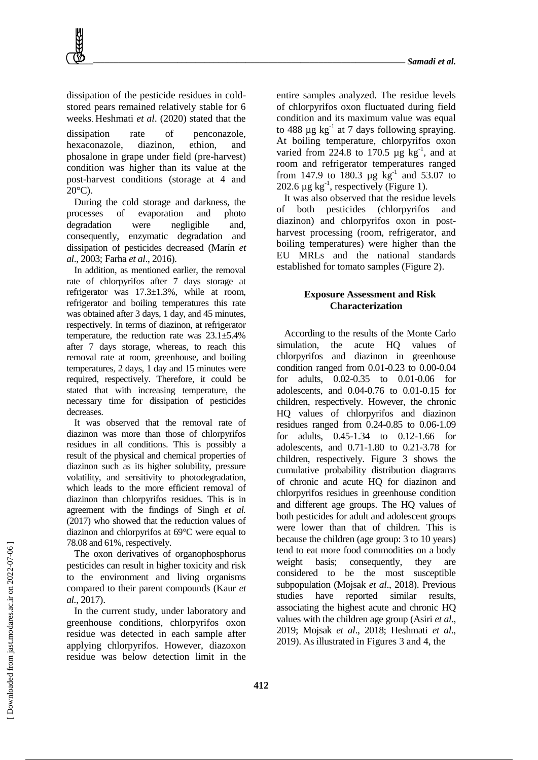dissipation of the pesticide residues in cold-stored pears remained relatively stable for 6 weeks. Heshmati *et al*. (2020) stated that the dissipation rate of penconazole, hexaconazole, diazinon, ethion, and phosalone in grape under field (pre-harvest) condition was higher than its value at the post-harvest conditions (storage at 4 and 20°C).

During the cold storage and darkness, the processes of evaporation and photo degradation were negligible and, consequently, enzymatic degradation and dissipation of pesticides decreased (Marín *et al*., 2003; Farha *et al*., 2016).

In addition, as mentioned earlier, the removal rate of chlorpyrifos after 7 days storage at refrigerator was 17.3±1.3%, while at room, refrigerator and boiling temperatures this rate was obtained after 3 days, 1 day, and 45 minutes, respectively. In terms of diazinon, at refrigerator temperature, the reduction rate was 23.1±5.4% after 7 days storage, whereas, to reach this removal rate at room, greenhouse, and boiling temperatures, 2 days, 1 day and 15 minutes were required, respectively. Therefore, it could be stated that with increasing temperature, the necessary time for dissipation of pesticides decreases.

It was observed that the removal rate of diazinon was more than those of chlorpyrifos residues in all conditions. This is possibly a result of the physical and chemical properties of diazinon such as its higher solubility, pressure volatility, and sensitivity to photodegradation, which leads to the more efficient removal of diazinon than chlorpyrifos residues. This is in agreement with the findings of Singh *et al.* (2017) who showed that the reduction values of diazinon and chlorpyrifos at 69°C were equal to 78.08 and 61%, respectively.

The oxon derivatives of organophosphorus pesticides can result in higher toxicity and risk to the environment and living organisms compared to their parent compounds (Kaur *et al*., 2017).

In the current study, under laboratory and greenhouse conditions, chlorpyrifos oxon residue was detected in each sample after applying chlorpyrifos. However, diazoxon residue was below detection limit in the entire samples analyzed. The residue levels of chlorpyrifos oxon fluctuated during field condition and its maximum value was equal to 488 µg $kg^{-1}$ at 7 days following spraying. At boiling temperature, chlorpyrifos oxon varied from 224.8 to 170.5 µg $kg^{-1}$, and at room and refrigerator temperatures ranged from 147.9 to 180.3 µg $kg^{-1}$ and 53.07 to 202.6 µg $kg^{-1}$, respectively (Figure 1).

It was also observed that the residue levels of both pesticides (chlorpyrifos and diazinon) and chlorpyrifos oxon in post-harvest processing (room, refrigerator, and boiling temperatures) were higher than the EU MRLs and the national standards established for tomato samples (Figure 2).

## Exposure Assessment and Risk Characterization

According to the results of the Monte Carlo simulation, the acute HQ values of chlorpyrifos and diazinon in greenhouse condition ranged from 0.01-0.23 to 0.00-0.04 for adults, 0.02-0.35 to 0.01-0.06 for adolescents, and 0.04-0.76 to 0.01-0.15 for children, respectively. However, the chronic HQ values of chlorpyrifos and diazinon residues ranged from 0.24-0.85 to 0.06-1.09 for adults, 0.45-1.34 to 0.12-1.66 for adolescents, and 0.71-1.80 to 0.21-3.78 for children, respectively. Figure 3 shows the cumulative probability distribution diagrams of chronic and acute HQ for diazinon and chlorpyrifos residues in greenhouse condition and different age groups. The HQ values of both pesticides for adult and adolescent groups were lower than that of children. This is because the children (age group: 3 to 10 years) tend to eat more food commodities on a body weight basis; consequently, they are considered to be the most susceptible subpopulation (Mojsak *et al*., 2018). Previous studies have reported similar results, associating the highest acute and chronic HQ values with the children age group (Asiri *et al*., 2019; Mojsak *et al*., 2018; Heshmati *et al*., 2019). As illustrated in Figures 3 and 4, the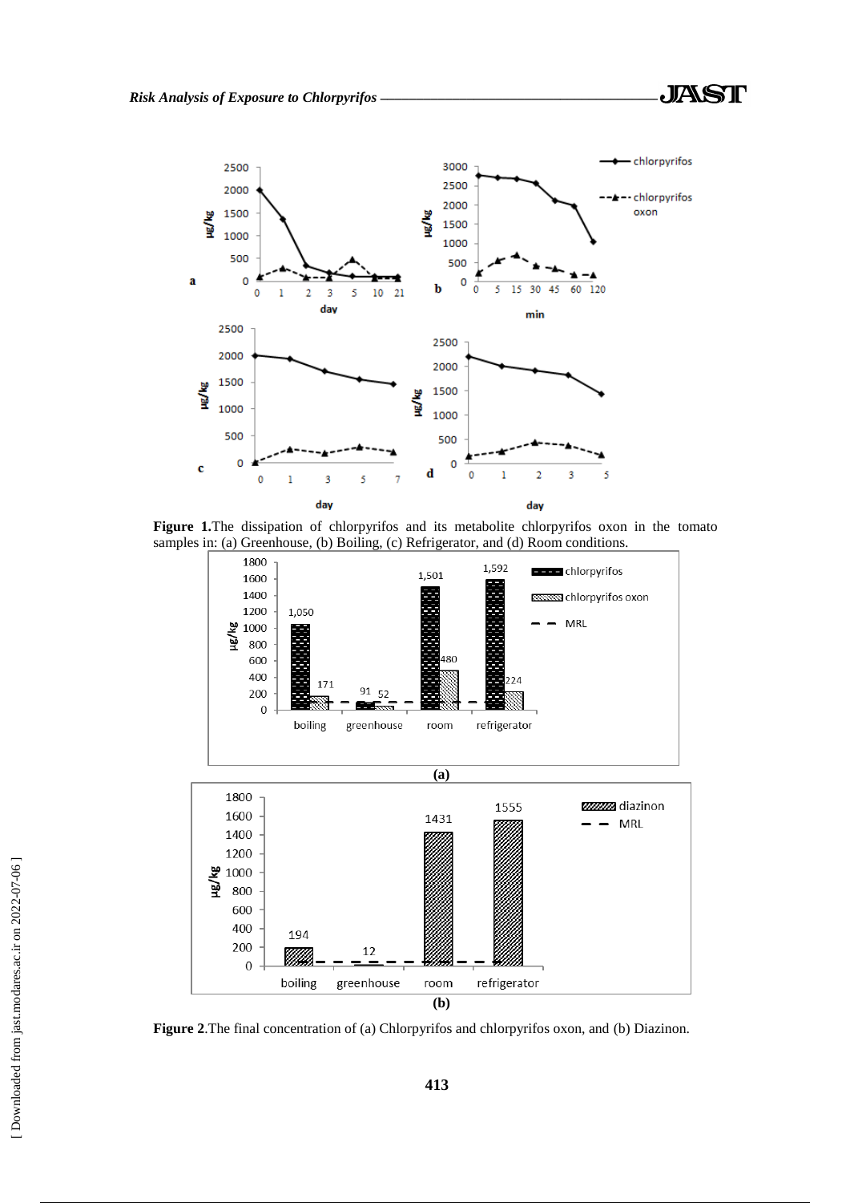**Figure 1.**The dissipation of chlorpyrifos and its metabolite chlorpyrifos oxon in the tomato samples in: (a) Greenhouse, (b) Boiling, (c) Refrigerator, and (d) Room conditions.

**Figure 2**.The final concentration of (a) Chlorpyrifos and chlorpyrifos oxon, and (b) Diazinon.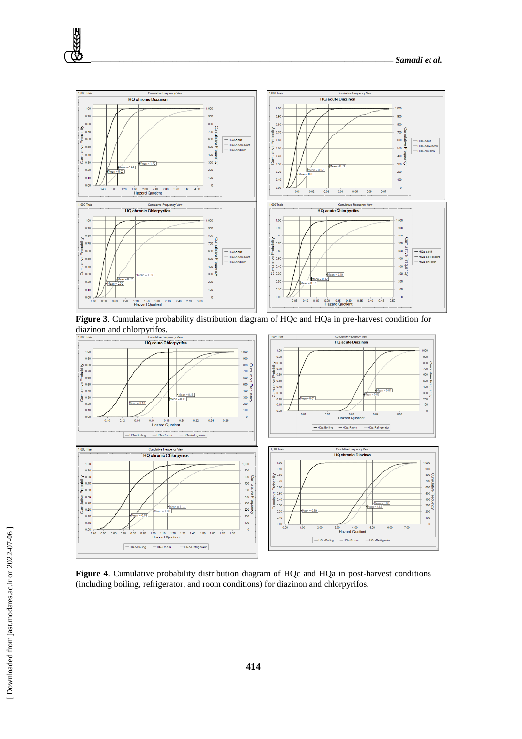**Figure 3**. Cumulative probability distribution diagram of HQc and HQa in pre-harvest condition for diazinon and chlorpyrifos.

**Figure 4**. Cumulative probability distribution diagram of HQc and HQa in post-harvest conditions (including boiling, refrigerator, and room conditions) for diazinon and chlorpyrifos.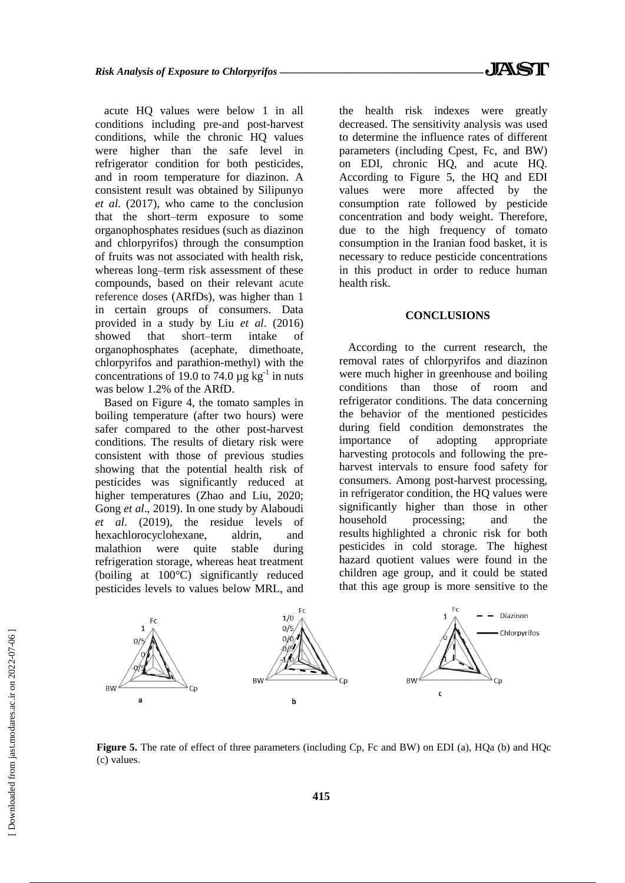acute HQ values were below 1 in all conditions including pre-and post-harvest conditions, while the chronic HQ values were higher than the safe level in refrigerator condition for both pesticides, and in room temperature for diazinon. A consistent result was obtained by Silipunyo *et al*. (2017), who came to the conclusion that the short–term exposure to some organophosphates residues (such as diazinon and chlorpyrifos) through the consumption of fruits was not associated with health risk, whereas long–term risk assessment of these compounds, based on their relevant acute reference doses (ARfDs), was higher than 1 in certain groups of consumers. Data provided in a study by Liu *et al*. (2016) showed that short–term intake of organophosphates (acephate, dimethoate, chlorpyrifos and parathion-methyl) with the concentrations of 19.0 to 74.0 µg $kg^{-1}$ in nuts was below 1.2% of the ARfD.

Based on Figure 4, the tomato samples in boiling temperature (after two hours) were safer compared to the other post-harvest conditions. The results of dietary risk were consistent with those of previous studies showing that the potential health risk of pesticides was significantly reduced at higher temperatures (Zhao and Liu, 2020; Gong *et al*., 2019). In one study by Alaboudi *et al*. (2019), the residue levels of hexachlorocyclohexane, aldrin, and malathion were quite stable during refrigeration storage, whereas heat treatment (boiling at 100°C) significantly reduced pesticides levels to values below MRL, and the health risk indexes were greatly decreased. The sensitivity analysis was used to determine the influence rates of different parameters (including Cpest, Fc, and BW) on EDI, chronic HQ, and acute HQ. According to Figure 5, the HQ and EDI values were more affected by the consumption rate followed by pesticide concentration and body weight. Therefore, due to the high frequency of tomato consumption in the Iranian food basket, it is necessary to reduce pesticide concentrations in this product in order to reduce human health risk.

## CONCLUSIONS

According to the current research, the removal rates of chlorpyrifos and diazinon were much higher in greenhouse and boiling conditions than those of room and refrigerator conditions. The data concerning the behavior of the mentioned pesticides during field condition demonstrates the importance of adopting appropriate harvesting protocols and following the pre-harvest intervals to ensure food safety for consumers. Among post-harvest processing, in refrigerator condition, the HQ values were significantly higher than those in other household processing; and the results highlighted a chronic risk for both pesticides in cold storage. The highest hazard quotient values were found in the children age group, and it could be stated that this age group is more sensitive to the

**Figure 5.** The rate of effect of three parameters (including Cp, Fc and BW) on EDI (a), HQa (b) and HQc (c) values.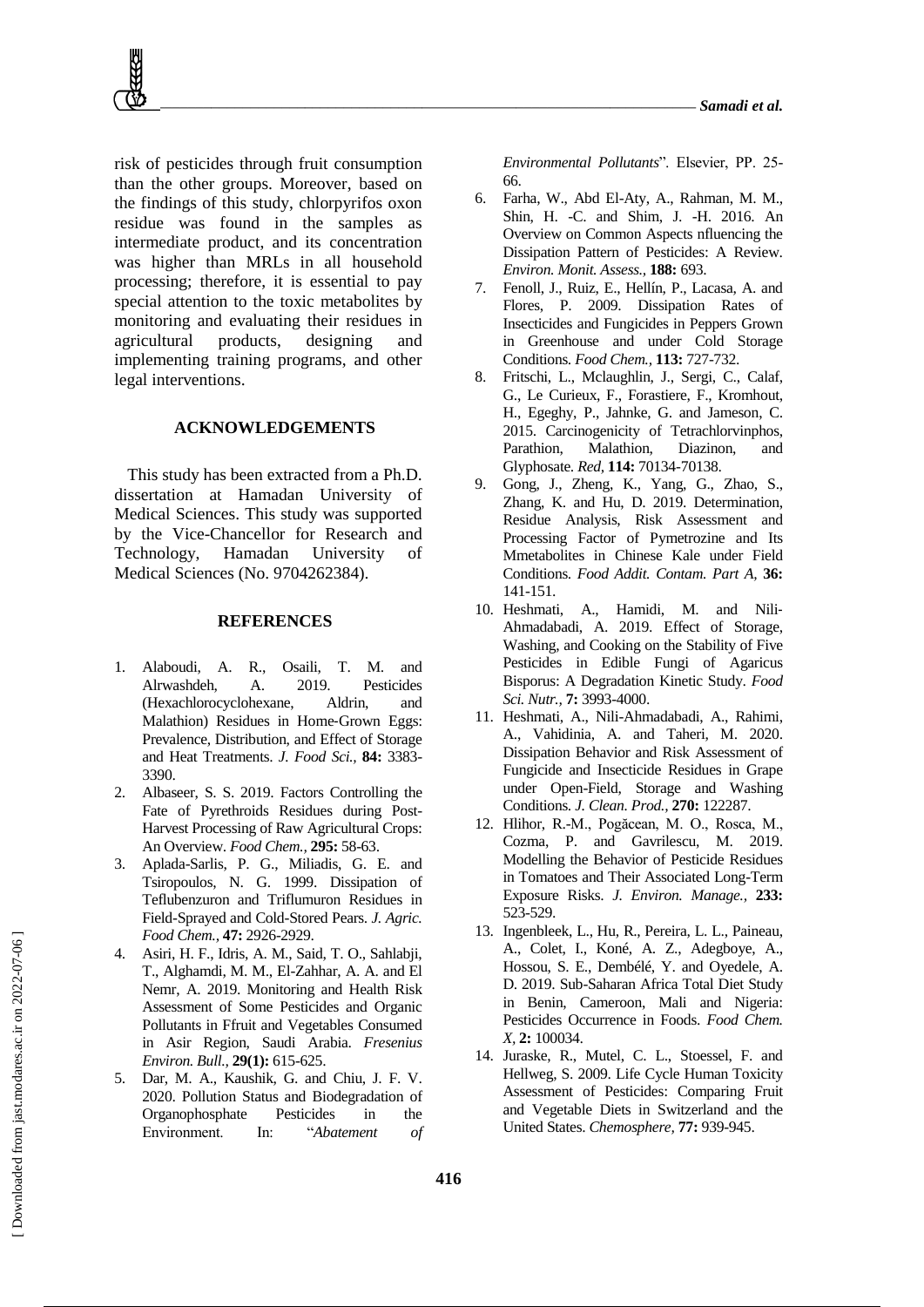risk of pesticides through fruit consumption than the other groups. Moreover, based on the findings of this study, chlorpyrifos oxon residue was found in the samples as intermediate product, and its concentration was higher than MRLs in all household processing; therefore, it is essential to pay special attention to the toxic metabolites by monitoring and evaluating their residues in agricultural products, designing and implementing training programs, and other legal interventions.

## ACKNOWLEDGEMENTS

This study has been extracted from a Ph.D. dissertation at Hamadan University of Medical Sciences. This study was supported by the Vice-Chancellor for Research and Technology, Hamadan University of Medical Sciences (No. 9704262384).

## REFERENCES

1. Alaboudi, A. R., Osaili, T. M. and Alrwashdeh, A. 2019. Pesticides (Hexachlorocyclohexane, Aldrin, and Malathion) Residues in Home-Grown Eggs: Prevalence, Distribution, and Effect of Storage and Heat Treatments. *J. Food Sci.,* **84:** 3383-3390.
2. Albaseer, S. S. 2019. Factors Controlling the Fate of Pyrethroids Residues during Post-Harvest Processing of Raw Agricultural Crops: An Overview. *Food Chem.,* **295:** 58-63.
3. Aplada-Sarlis, P. G., Miliadis, G. E. and Tsiropoulos, N. G. 1999. Dissipation of Teflubenzuron and Triflumuron Residues in Field-Sprayed and Cold-Stored Pears. *J. Agric. Food Chem.,* **47:** 2926-2929.
4. Asiri, H. F., Idris, A. M., Said, T. O., Sahlabji, T., Alghamdi, M. M., El-Zahhar, A. A. and El Nemr, A. 2019. Monitoring and Health Risk Assessment of Some Pesticides and Organic Pollutants in Ffruit and Vegetables Consumed in Asir Region, Saudi Arabia. *Fresenius Environ. Bull.,* **29(1):** 615-625.
5. Dar, M. A., Kaushik, G. and Chiu, J. F. V. 2020. Pollution Status and Biodegradation of Organophosphate Pesticides in the Environment. In: "*Abatement of Environmental Pollutants*". Elsevier, PP. 25-66.
6. Farha, W., Abd El-Aty, A., Rahman, M. M., Shin, H. -C. and Shim, J. -H. 2016. An Overview on Common Aspects nfluencing the Dissipation Pattern of Pesticides: A Review. *Environ. Monit. Assess.,* **188:** 693.
7. Fenoll, J., Ruiz, E., Hellín, P., Lacasa, A. and Flores, P. 2009. Dissipation Rates of Insecticides and Fungicides in Peppers Grown in Greenhouse and under Cold Storage Conditions. *Food Chem.,* **113:** 727-732.
8. Fritschi, L., Mclaughlin, J., Sergi, C., Calaf, G., Le Curieux, F., Forastiere, F., Kromhout, H., Egeghy, P., Jahnke, G. and Jameson, C. 2015. Carcinogenicity of Tetrachlorvinphos, Parathion, Malathion, Diazinon, and Glyphosate. *Red,* **114:** 70134-70138.
9. Gong, J., Zheng, K., Yang, G., Zhao, S., Zhang, K. and Hu, D. 2019. Determination, Residue Analysis, Risk Assessment and Processing Factor of Pymetrozine and Its Mmetabolites in Chinese Kale under Field Conditions. *Food Addit. Contam. Part A,* **36:** 141-151.
10. Heshmati, A., Hamidi, M. and Nili-Ahmadabadi, A. 2019. Effect of Storage, Washing, and Cooking on the Stability of Five Pesticides in Edible Fungi of Agaricus Bisporus: A Degradation Kinetic Study. *Food Sci. Nutr.,* **7:** 3993-4000.
11. Heshmati, A., Nili-Ahmadabadi, A., Rahimi, A., Vahidinia, A. and Taheri, M. 2020. Dissipation Behavior and Risk Assessment of Fungicide and Insecticide Residues in Grape under Open-Field, Storage and Washing Conditions. *J. Clean. Prod.,* **270:** 122287.
12. Hlihor, R.-M., Pogăcean, M. O., Rosca, M., Cozma, P. and Gavrilescu, M. 2019. Modelling the Behavior of Pesticide Residues in Tomatoes and Their Associated Long-Term Exposure Risks. *J. Environ. Manage.,* **233:** 523-529.
13. Ingenbleek, L., Hu, R., Pereira, L. L., Paineau, A., Colet, I., Koné, A. Z., Adegboye, A., Hossou, S. E., Dembélé, Y. and Oyedele, A. D. 2019. Sub-Saharan Africa Total Diet Study in Benin, Cameroon, Mali and Nigeria: Pesticides Occurrence in Foods. *Food Chem. X,* **2:** 100034.
14. Juraske, R., Mutel, C. L., Stoessel, F. and Hellweg, S. 2009. Life Cycle Human Toxicity Assessment of Pesticides: Comparing Fruit and Vegetable Diets in Switzerland and the United States. *Chemosphere,* **77:** 939-945.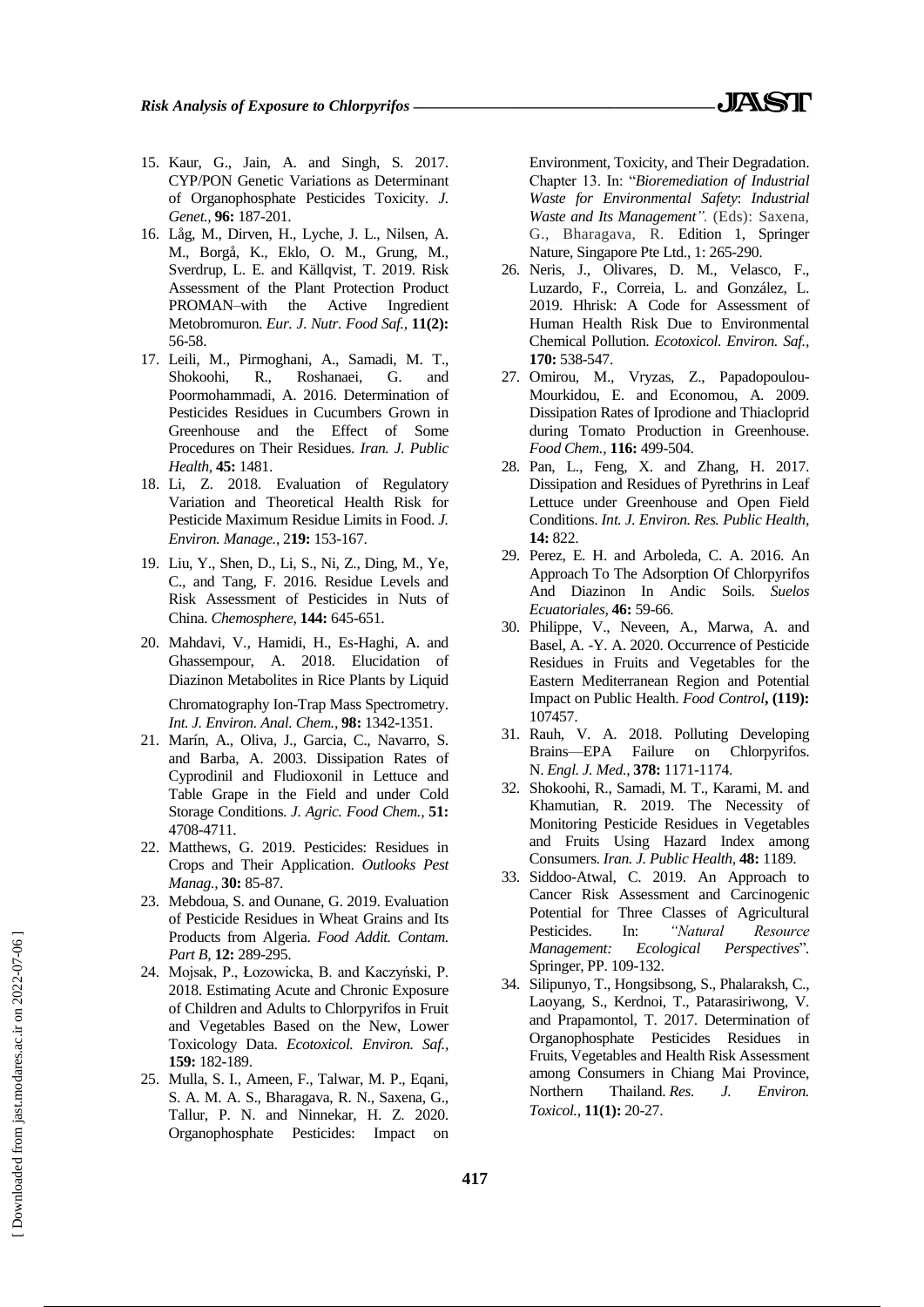15. Kaur, G., Jain, A. and Singh, S. 2017. CYP/PON Genetic Variations as Determinant of Organophosphate Pesticides Toxicity. *J. Genet.*, **96:** 187-201.
16. Låg, M., Dirven, H., Lyche, J. L., Nilsen, A. M., Borgå, K., Eklo, O. M., Grung, M., Sverdrup, L. E. and Källqvist, T. 2019. Risk Assessment of the Plant Protection Product PROMAN–with the Active Ingredient Metobromuron. *Eur. J. Nutr. Food Saf.*, **11(2):** 56-58.
17. Leili, M., Pirmoghani, A., Samadi, M. T., Shokoohi, R., Roshanaei, G. and Poormohammadi, A. 2016. Determination of Pesticides Residues in Cucumbers Grown in Greenhouse and the Effect of Some Procedures on Their Residues. *Iran. J. Public Health*, **45:** 1481.
18. Li, Z. 2018. Evaluation of Regulatory Variation and Theoretical Health Risk for Pesticide Maximum Residue Limits in Food. *J. Environ. Manage.*, 2**19:** 153-167.
19. Liu, Y., Shen, D., Li, S., Ni, Z., Ding, M., Ye, C., and Tang, F. 2016. Residue Levels and Risk Assessment of Pesticides in Nuts of China. *Chemosphere*, **144:** 645-651.
20. Mahdavi, V., Hamidi, H., Es-Haghi, A. and Ghassempour, A. 2018. Elucidation of Diazinon Metabolites in Rice Plants by Liquid Chromatography Ion-Trap Mass Spectrometry. *Int. J. Environ. Anal. Chem.*, **98:** 1342-1351.
21. Marín, A., Oliva, J., Garcia, C., Navarro, S. and Barba, A. 2003. Dissipation Rates of Cyprodinil and Fludioxonil in Lettuce and Table Grape in the Field and under Cold Storage Conditions. *J. Agric. Food Chem.*, **51:** 4708-4711.
22. Matthews, G. 2019. Pesticides: Residues in Crops and Their Application. *Outlooks Pest Manag.*, **30:** 85-87.
23. Mebdoua, S. and Ounane, G. 2019. Evaluation of Pesticide Residues in Wheat Grains and Its Products from Algeria. *Food Addit. Contam. Part B*, **12:** 289-295.
24. Mojsak, P., Łozowicka, B. and Kaczyński, P. 2018. Estimating Acute and Chronic Exposure of Children and Adults to Chlorpyrifos in Fruit and Vegetables Based on the New, Lower Toxicology Data. *Ecotoxicol. Environ. Saf.*, **159:** 182-189.
25. Mulla, S. I., Ameen, F., Talwar, M. P., Eqani, S. A. M. A. S., Bharagava, R. N., Saxena, G., Tallur, P. N. and Ninnekar, H. Z. 2020. Organophosphate Pesticides: Impact on Environment, Toxicity, and Their Degradation. Chapter 13. In: "*Bioremediation of Industrial Waste for Environmental Safety*: *Industrial Waste and Its Management".* (Eds): Saxena, G., Bharagava, R. Edition 1, Springer Nature, Singapore Pte Ltd., 1: 265-290.
26. Neris, J., Olivares, D. M., Velasco, F., Luzardo, F., Correia, L. and González, L. 2019. Hhrisk: A Code for Assessment of Human Health Risk Due to Environmental Chemical Pollution. *Ecotoxicol. Environ. Saf.*, **170:** 538-547.
27. Omirou, M., Vryzas, Z., Papadopoulou-Mourkidou, E. and Economou, A. 2009. Dissipation Rates of Iprodione and Thiacloprid during Tomato Production in Greenhouse. *Food Chem.*, **116:** 499-504.
28. Pan, L., Feng, X. and Zhang, H. 2017. Dissipation and Residues of Pyrethrins in Leaf Lettuce under Greenhouse and Open Field Conditions. *Int. J. Environ. Res. Public Health*, **14:** 822.
29. Perez, E. H. and Arboleda, C. A. 2016. An Approach To The Adsorption Of Chlorpyrifos And Diazinon In Andic Soils. *Suelos Ecuatoriales*, **46:** 59-66.
30. Philippe, V., Neveen, A., Marwa, A. and Basel, A. -Y. A. 2020. Occurrence of Pesticide Residues in Fruits and Vegetables for the Eastern Mediterranean Region and Potential Impact on Public Health. *Food Control***, (119):** 107457.
31. Rauh, V. A. 2018. Polluting Developing Brains—EPA Failure on Chlorpyrifos. N. *Engl. J. Med.*, **378:** 1171-1174.
32. Shokoohi, R., Samadi, M. T., Karami, M. and Khamutian, R. 2019. The Necessity of Monitoring Pesticide Residues in Vegetables and Fruits Using Hazard Index among Consumers. *Iran. J. Public Health*, **48:** 1189.
33. Siddoo-Atwal, C. 2019. An Approach to Cancer Risk Assessment and Carcinogenic Potential for Three Classes of Agricultural Pesticides. In: *"Natural Resource Management: Ecological Perspectives*". Springer, PP. 109-132.
34. Silipunyo, T., Hongsibsong, S., Phalaraksh, C., Laoyang, S., Kerdnoi, T., Patarasiriwong, V. and Prapamontol, T. 2017. Determination of Organophosphate Pesticides Residues in Fruits, Vegetables and Health Risk Assessment among Consumers in Chiang Mai Province, Northern Thailand. *Res. J. Environ. Toxicol.*, **11(1):** 20-27.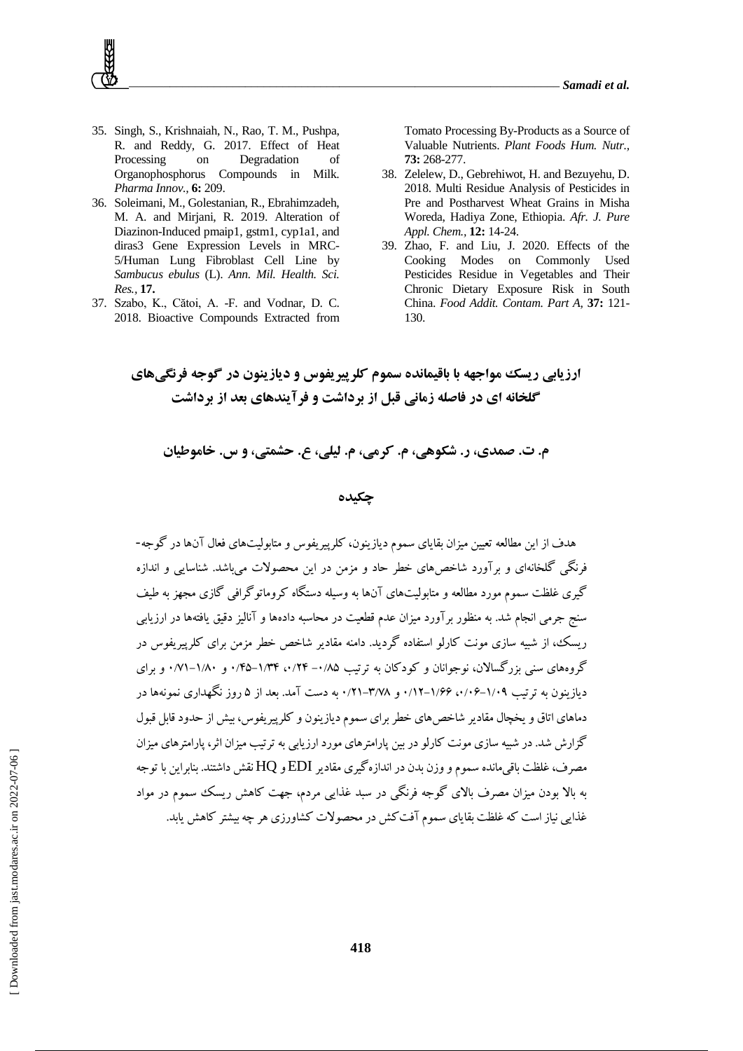35. Singh, S., Krishnaiah, N., Rao, T. M., Pushpa, R. and Reddy, G. 2017. Effect of Heat Processing on Degradation of Organophosphorus Compounds in Milk. *Pharma Innov.*, **6:** 209.
36. Soleimani, M., Golestanian, R., Ebrahimzadeh, M. A. and Mirjani, R. 2019. Alteration of Diazinon-Induced pmaip1, gstm1, cyp1a1, and diras3 Gene Expression Levels in MRC-5/Human Lung Fibroblast Cell Line by *Sambucus ebulus* (L). *Ann. Mil. Health. Sci. Res.*, **17.**
37. Szabo, K., Cătoi, A. -F. and Vodnar, D. C. 2018. Bioactive Compounds Extracted from Tomato Processing By-Products as a Source of Valuable Nutrients. *Plant Foods Hum. Nutr.*, **73:** 268-277.
38. Zelelew, D., Gebrehiwot, H. and Bezuyehu, D. 2018. Multi Residue Analysis of Pesticides in Pre and Postharvest Wheat Grains in Misha Woreda, Hadiya Zone, Ethiopia. *Afr. J. Pure Appl. Chem.*, **12:** 14-24.
39. Zhao, F. and Liu, J. 2020. Effects of the Cooking Modes on Commonly Used Pesticides Residue in Vegetables and Their Chronic Dietary Exposure Risk in South China. *Food Addit. Contam. Part A*, **37:** 121-130.

# ارزیابی ریسک مواجهه با باقیمانده سموم کلرپیریفوس و دیازینون در گوجه فرنگی‌های گلخانه ای در فاصله زمانی قبل از برداشت و فرآیندهای بعد از برداشت

**م. ت. صمدی، ر. شکوهی، م. کرمی، م. لیلی، ع. حشمتی، و س. خاموطیان**

## چکیده

هدف از این مطالعه تعیین میزان بقایای سموم دیازینون، کلرپیریفوس و متابولیت‌های فعال آن‌ها در گوجه-فرنگی گلخانه‌ای و برآورد شاخص‌های خطر حاد و مزمن در این محصولات می‌باشد. شناسایی و اندازه گیری غلظت سموم مورد مطالعه و متابولیت‌های آن‌ها به وسیله دستگاه کروماتوگرافی گازی مجهز به طیف سنج جرمی انجام شد. به منظور برآورد میزان عدم قطعیت در محاسبه داده‌ها و آنالیز دقیق یافته‌ها در ارزیابی ریسک، از شبیه سازی مونت کارلو استفاده گردید. دامنه مقادیر شاخص خطر مزمن برای کلرپیریفوس در گروه‌های سنی بزرگسالان، نوجوانان و کودکان به ترتیب ۰/۸۵– ۰/۲۴، ۱/۳۴–۰/۴۵ و ۱/۸۰–۰/۷۱ و برای دیازینون به ترتیب ۱/۰۹–۰/۰۶، ۱/۶۶–۰/۱۲ و ۳/۷۸–۰/۲۱ به دست آمد. بعد از ۵ روز نگهداری نمونه‌ها در دماهای اتاق و یخچال مقادیر شاخص‌های خطر برای سموم دیازینون و کلرپیریفوس، بیش از حدود قابل قبول گزارش شد. در شبیه سازی مونت کارلو در بین پارامترهای مورد ارزیابی به ترتیب میزان اثر، پارامترهای میزان مصرف، غلظت باقی‌مانده سموم و وزن بدن در اندازه‌گیری مقادیر EDI و HQ نقش داشتند. بنابراین با توجه به بالا بودن میزان مصرف بالای گوجه فرنگی در سبد غذایی مردم، جهت کاهش ریسک سموم در مواد غذایی نیاز است که غلظت بقایای سموم آفت‌کش در محصولات کشاورزی هر چه بیشتر کاهش یابد.